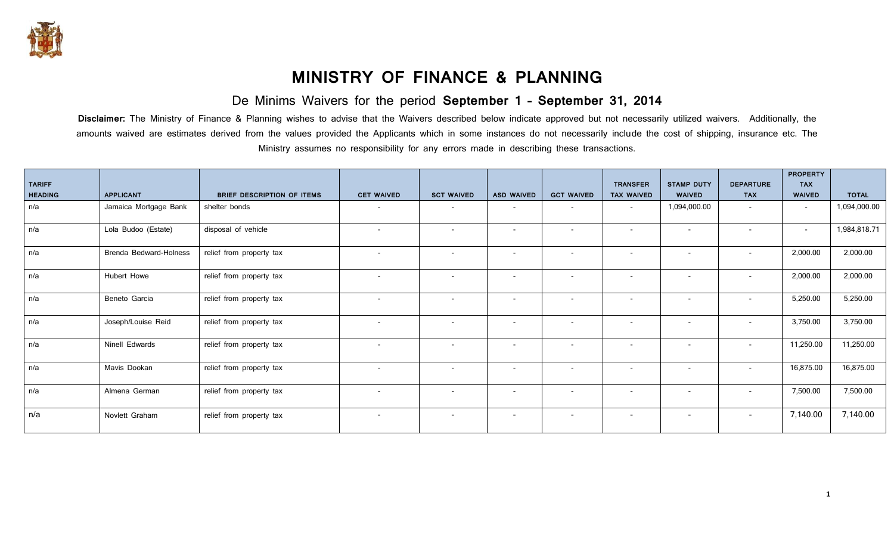# MINISTRY OF FINANCE & PLANNING

## De Minims Waivers for the period **September 1 - September 31, 2014**

**Disclaimer:** The Ministry of Finance & Planning wishes to advise that the Waivers described below indicate approved but not necessarily utilized waivers. Additionally, the amounts waived are estimates derived from the values provided the Applicants which in some instances do not necessarily include the cost of shipping, insurance etc. The Ministry assumes no responsibility for any errors made in describing these transactions.

| TARIFF HEADING | APPLICANT | BRIEF DESCRIPTION OF ITEMS | CET WAIVED | SCT WAIVED | ASD WAIVED | GCT WAIVED | TRANSFER TAX WAIVED | STAMP DUTY WAIVED | DEPARTURE TAX | PROPERTY TAX WAIVED | TOTAL |
|---|---|---|---|---|---|---|---|---|---|---|---|
| n/a | Jamaica Mortgage Bank | shelter bonds | - | - | - | - | - | 1,094,000.00 | - | - | 1,094,000.00 |
| n/a | Lola Budoo (Estate) | disposal of vehicle | - | - | - | - | - | - | - | - | 1,984,818.71 |
| n/a | Brenda Bedward-Holness | relief from property tax | - | - | - | - | - | - | - | 2,000.00 | 2,000.00 |
| n/a | Hubert Howe | relief from property tax | - | - | - | - | - | - | - | 2,000.00 | 2,000.00 |
| n/a | Beneto Garcia | relief from property tax | - | - | - | - | - | - | - | 5,250.00 | 5,250.00 |
| n/a | Joseph/Louise Reid | relief from property tax | - | - | - | - | - | - | - | 3,750.00 | 3,750.00 |
| n/a | Ninell Edwards | relief from property tax | - | - | - | - | - | - | - | 11,250.00 | 11,250.00 |
| n/a | Mavis Dookan | relief from property tax | - | - | - | - | - | - | - | 16,875.00 | 16,875.00 |
| n/a | Almena German | relief from property tax | - | - | - | - | - | - | - | 7,500.00 | 7,500.00 |
| n/a | Novlett Graham | relief from property tax | - | - | - | - | - | - | - | 7,140.00 | 7,140.00 |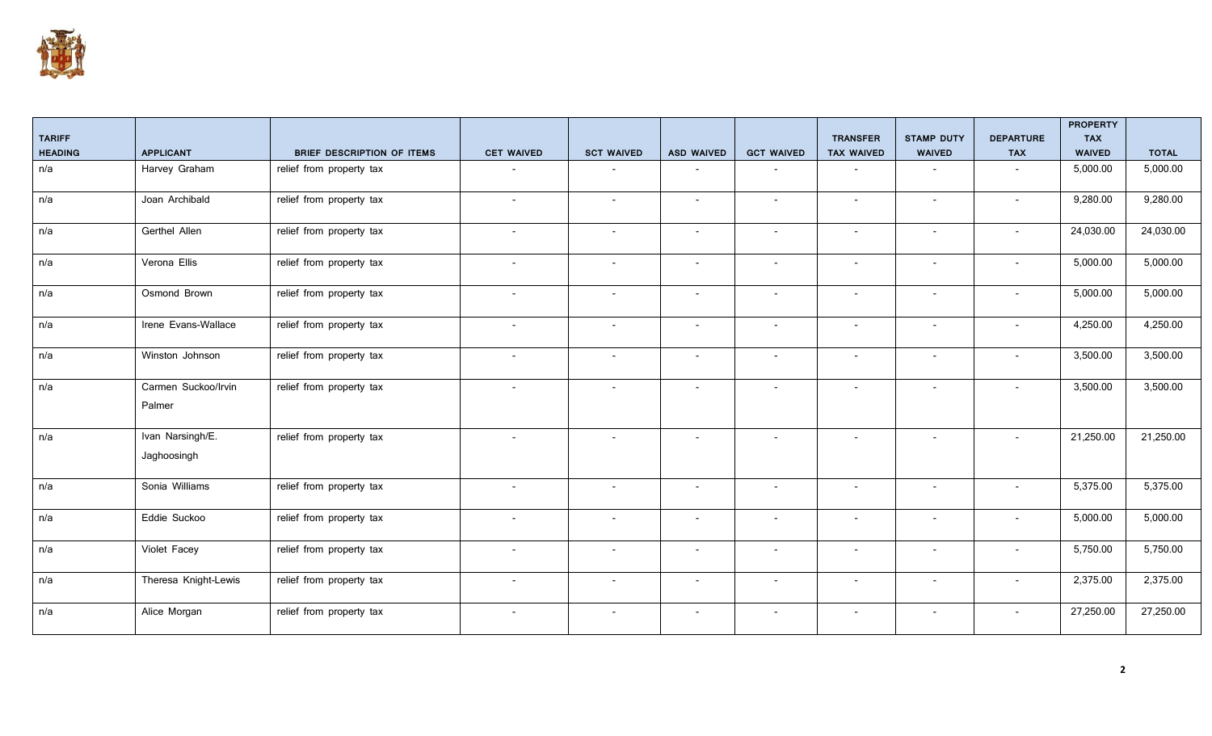| TARIFF HEADING | APPLICANT | BRIEF DESCRIPTION OF ITEMS | CET WAIVED | SCT WAIVED | ASD WAIVED | GCT WAIVED | TRANSFER TAX WAIVED | STAMP DUTY WAIVED | DEPARTURE TAX | PROPERTY TAX WAIVED | TOTAL |
|---|---|---|---|---|---|---|---|---|---|---|---|
| n/a | Harvey Graham | relief from property tax | - | - | - | - | - | - | - | 5,000.00 | 5,000.00 |
| n/a | Joan Archibald | relief from property tax | - | - | - | - | - | - | - | 9,280.00 | 9,280.00 |
| n/a | Gerthel Allen | relief from property tax | - | - | - | - | - | - | - | 24,030.00 | 24,030.00 |
| n/a | Verona Ellis | relief from property tax | - | - | - | - | - | - | - | 5,000.00 | 5,000.00 |
| n/a | Osmond Brown | relief from property tax | - | - | - | - | - | - | - | 5,000.00 | 5,000.00 |
| n/a | Irene Evans-Wallace | relief from property tax | - | - | - | - | - | - | - | 4,250.00 | 4,250.00 |
| n/a | Winston Johnson | relief from property tax | - | - | - | - | - | - | - | 3,500.00 | 3,500.00 |
| n/a | Carmen Suckoo/Irvin Palmer | relief from property tax | - | - | - | - | - | - | - | 3,500.00 | 3,500.00 |
| n/a | Ivan Narsingh/E. Jaghoosingh | relief from property tax | - | - | - | - | - | - | - | 21,250.00 | 21,250.00 |
| n/a | Sonia Williams | relief from property tax | - | - | - | - | - | - | - | 5,375.00 | 5,375.00 |
| n/a | Eddie Suckoo | relief from property tax | - | - | - | - | - | - | - | 5,000.00 | 5,000.00 |
| n/a | Violet Facey | relief from property tax | - | - | - | - | - | - | - | 5,750.00 | 5,750.00 |
| n/a | Theresa Knight-Lewis | relief from property tax | - | - | - | - | - | - | - | 2,375.00 | 2,375.00 |
| n/a | Alice Morgan | relief from property tax | - | - | - | - | - | - | - | 27,250.00 | 27,250.00 |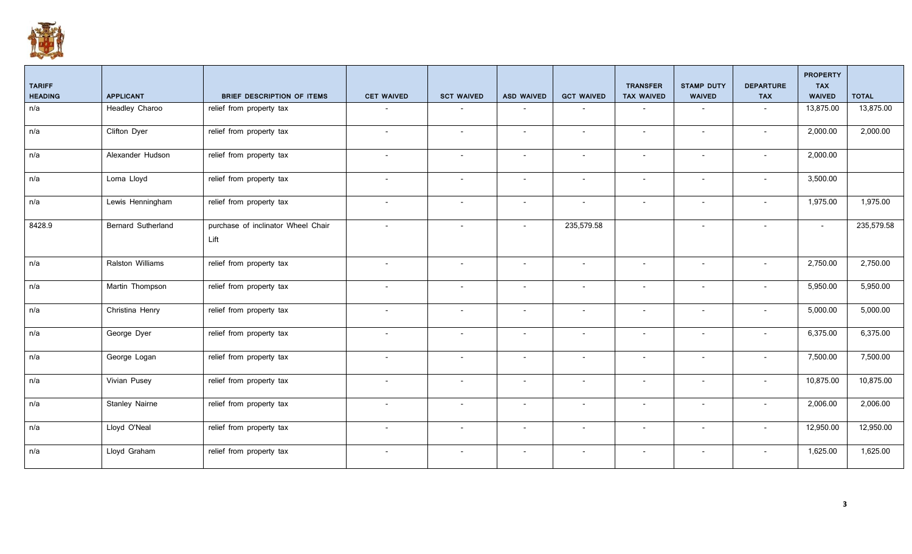| TARIFF HEADING | APPLICANT | BRIEF DESCRIPTION OF ITEMS | CET WAIVED | SCT WAIVED | ASD WAIVED | GCT WAIVED | TRANSFER TAX WAIVED | STAMP DUTY WAIVED | DEPARTURE TAX | PROPERTY TAX WAIVED | TOTAL |
|---|---|---|---|---|---|---|---|---|---|---|---|
| n/a | Headley Charoo | relief from property tax | - | - | - | - | - | - | - | 13,875.00 | 13,875.00 |
| n/a | Clifton Dyer | relief from property tax | - | - | - | - | - | - | - | 2,000.00 | 2,000.00 |
| n/a | Alexander Hudson | relief from property tax | - | - | - | - | - | - | - | 2,000.00 | |
| n/a | Lorna Lloyd | relief from property tax | - | - | - | - | - | - | - | 3,500.00 | |
| n/a | Lewis Henningham | relief from property tax | - | - | - | - | - | - | - | 1,975.00 | 1,975.00 |
| 8428.9 | Bernard Sutherland | purchase of inclinator Wheel Chair Lift | - | - | - | 235,579.58 | | - | - | - | 235,579.58 |
| n/a | Ralston Williams | relief from property tax | - | - | - | - | - | - | - | 2,750.00 | 2,750.00 |
| n/a | Martin Thompson | relief from property tax | - | - | - | - | - | - | - | 5,950.00 | 5,950.00 |
| n/a | Christina Henry | relief from property tax | - | - | - | - | - | - | - | 5,000.00 | 5,000.00 |
| n/a | George Dyer | relief from property tax | - | - | - | - | - | - | - | 6,375.00 | 6,375.00 |
| n/a | George Logan | relief from property tax | - | - | - | - | - | - | - | 7,500.00 | 7,500.00 |
| n/a | Vivian Pusey | relief from property tax | - | - | - | - | - | - | - | 10,875.00 | 10,875.00 |
| n/a | Stanley Nairne | relief from property tax | - | - | - | - | - | - | - | 2,006.00 | 2,006.00 |
| n/a | Lloyd O'Neal | relief from property tax | - | - | - | - | - | - | - | 12,950.00 | 12,950.00 |
| n/a | Lloyd Graham | relief from property tax | - | - | - | - | - | - | - | 1,625.00 | 1,625.00 |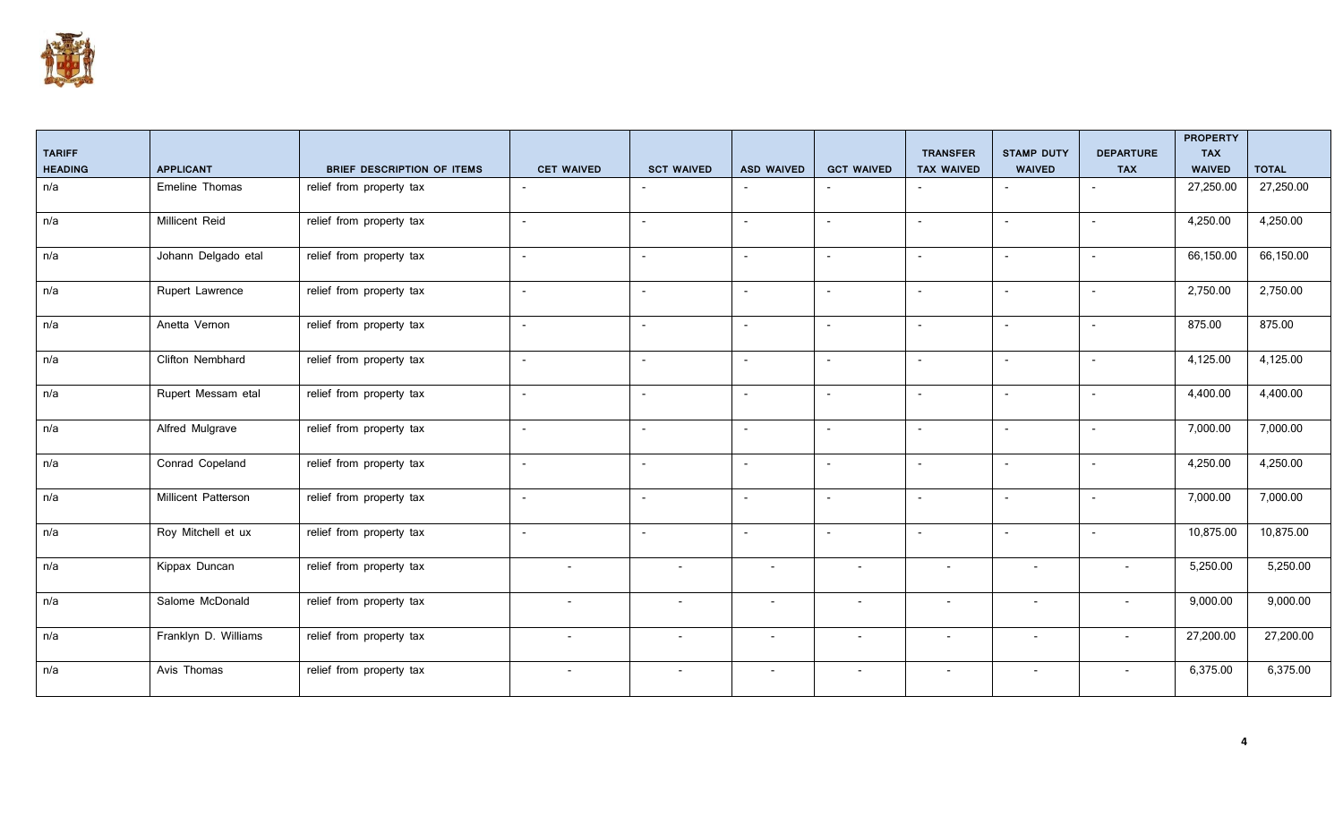| TARIFF HEADING | APPLICANT | BRIEF DESCRIPTION OF ITEMS | CET WAIVED | SCT WAIVED | ASD WAIVED | GCT WAIVED | TRANSFER TAX WAIVED | STAMP DUTY WAIVED | DEPARTURE TAX | PROPERTY TAX WAIVED | TOTAL |
|---|---|---|---|---|---|---|---|---|---|---|---|
| n/a | Emeline Thomas | relief from property tax | - | - | - | - | - | - | - | 27,250.00 | 27,250.00 |
| n/a | Millicent Reid | relief from property tax | - | - | - | - | - | - | - | 4,250.00 | 4,250.00 |
| n/a | Johann Delgado etal | relief from property tax | - | - | - | - | - | - | - | 66,150.00 | 66,150.00 |
| n/a | Rupert Lawrence | relief from property tax | - | - | - | - | - | - | - | 2,750.00 | 2,750.00 |
| n/a | Anetta Vernon | relief from property tax | - | - | - | - | - | - | - | 875.00 | 875.00 |
| n/a | Clifton Nembhard | relief from property tax | - | - | - | - | - | - | - | 4,125.00 | 4,125.00 |
| n/a | Rupert Messam etal | relief from property tax | - | - | - | - | - | - | - | 4,400.00 | 4,400.00 |
| n/a | Alfred Mulgrave | relief from property tax | - | - | - | - | - | - | - | 7,000.00 | 7,000.00 |
| n/a | Conrad Copeland | relief from property tax | - | - | - | - | - | - | - | 4,250.00 | 4,250.00 |
| n/a | Millicent Patterson | relief from property tax | - | - | - | - | - | - | - | 7,000.00 | 7,000.00 |
| n/a | Roy Mitchell et ux | relief from property tax | - | - | - | - | - | - | - | 10,875.00 | 10,875.00 |
| n/a | Kippax Duncan | relief from property tax | - | - | - | - | - | - | - | 5,250.00 | 5,250.00 |
| n/a | Salome McDonald | relief from property tax | - | - | - | - | - | - | - | 9,000.00 | 9,000.00 |
| n/a | Franklyn D. Williams | relief from property tax | - | - | - | - | - | - | - | 27,200.00 | 27,200.00 |
| n/a | Avis Thomas | relief from property tax | - | - | - | - | - | - | - | 6,375.00 | 6,375.00 |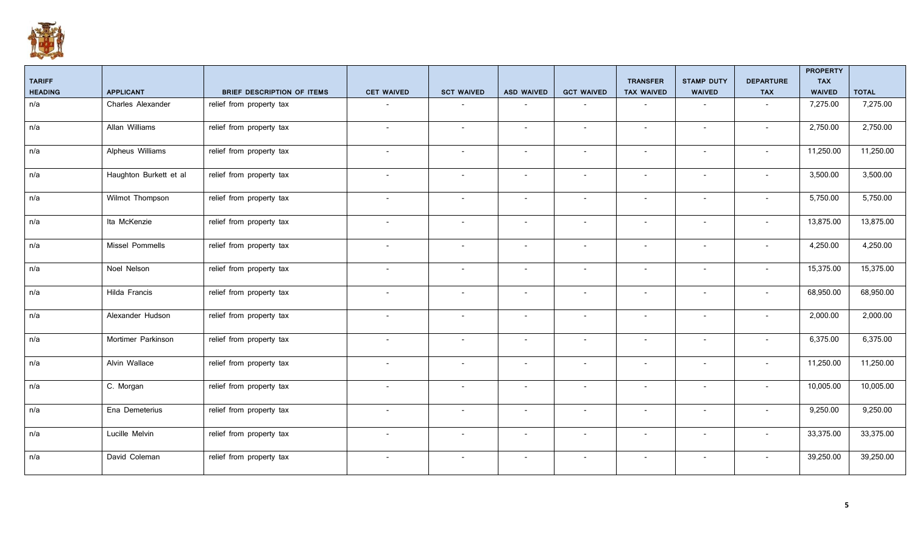| TARIFF HEADING | APPLICANT | BRIEF DESCRIPTION OF ITEMS | CET WAIVED | SCT WAIVED | ASD WAIVED | GCT WAIVED | TRANSFER TAX WAIVED | STAMP DUTY WAIVED | DEPARTURE TAX | PROPERTY TAX WAIVED | TOTAL |
|---|---|---|---|---|---|---|---|---|---|---|---|
| n/a | Charles Alexander | relief from property tax | - | - | - | - | - | - | - | 7,275.00 | 7,275.00 |
| n/a | Allan Williams | relief from property tax | - | - | - | - | - | - | - | 2,750.00 | 2,750.00 |
| n/a | Alpheus Williams | relief from property tax | - | - | - | - | - | - | - | 11,250.00 | 11,250.00 |
| n/a | Haughton Burkett et al | relief from property tax | - | - | - | - | - | - | - | 3,500.00 | 3,500.00 |
| n/a | Wilmot Thompson | relief from property tax | - | - | - | - | - | - | - | 5,750.00 | 5,750.00 |
| n/a | Ita McKenzie | relief from property tax | - | - | - | - | - | - | - | 13,875.00 | 13,875.00 |
| n/a | Missel Pommells | relief from property tax | - | - | - | - | - | - | - | 4,250.00 | 4,250.00 |
| n/a | Noel Nelson | relief from property tax | - | - | - | - | - | - | - | 15,375.00 | 15,375.00 |
| n/a | Hilda Francis | relief from property tax | - | - | - | - | - | - | - | 68,950.00 | 68,950.00 |
| n/a | Alexander Hudson | relief from property tax | - | - | - | - | - | - | - | 2,000.00 | 2,000.00 |
| n/a | Mortimer Parkinson | relief from property tax | - | - | - | - | - | - | - | 6,375.00 | 6,375.00 |
| n/a | Alvin Wallace | relief from property tax | - | - | - | - | - | - | - | 11,250.00 | 11,250.00 |
| n/a | C. Morgan | relief from property tax | - | - | - | - | - | - | - | 10,005.00 | 10,005.00 |
| n/a | Ena Demeterius | relief from property tax | - | - | - | - | - | - | - | 9,250.00 | 9,250.00 |
| n/a | Lucille Melvin | relief from property tax | - | - | - | - | - | - | - | 33,375.00 | 33,375.00 |
| n/a | David Coleman | relief from property tax | - | - | - | - | - | - | - | 39,250.00 | 39,250.00 |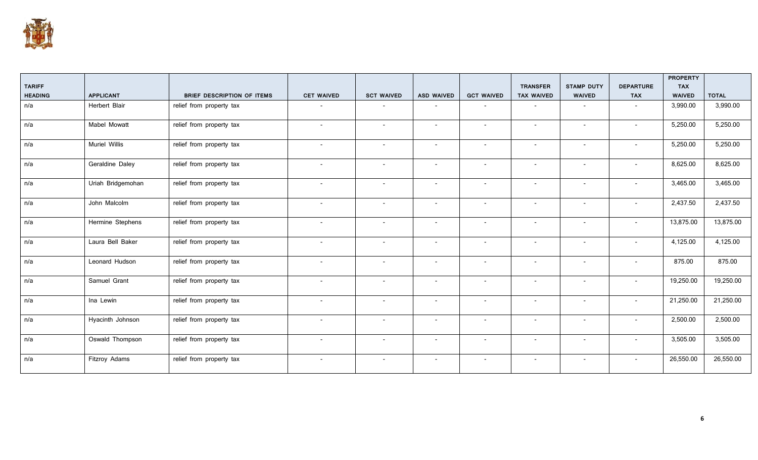| TARIFF HEADING | APPLICANT | BRIEF DESCRIPTION OF ITEMS | CET WAIVED | SCT WAIVED | ASD WAIVED | GCT WAIVED | TRANSFER TAX WAIVED | STAMP DUTY WAIVED | DEPARTURE TAX | PROPERTY TAX WAIVED | TOTAL |
|---|---|---|---|---|---|---|---|---|---|---|---|
| n/a | Herbert Blair | relief from property tax | - | - | - | - | - | - | - | 3,990.00 | 3,990.00 |
| n/a | Mabel Mowatt | relief from property tax | - | - | - | - | - | - | - | 5,250.00 | 5,250.00 |
| n/a | Muriel Willis | relief from property tax | - | - | - | - | - | - | - | 5,250.00 | 5,250.00 |
| n/a | Geraldine Daley | relief from property tax | - | - | - | - | - | - | - | 8,625.00 | 8,625.00 |
| n/a | Uriah Bridgemohan | relief from property tax | - | - | - | - | - | - | - | 3,465.00 | 3,465.00 |
| n/a | John Malcolm | relief from property tax | - | - | - | - | - | - | - | 2,437.50 | 2,437.50 |
| n/a | Hermine Stephens | relief from property tax | - | - | - | - | - | - | - | 13,875.00 | 13,875.00 |
| n/a | Laura Bell Baker | relief from property tax | - | - | - | - | - | - | - | 4,125.00 | 4,125.00 |
| n/a | Leonard Hudson | relief from property tax | - | - | - | - | - | - | - | 875.00 | 875.00 |
| n/a | Samuel Grant | relief from property tax | - | - | - | - | - | - | - | 19,250.00 | 19,250.00 |
| n/a | Ina Lewin | relief from property tax | - | - | - | - | - | - | - | 21,250.00 | 21,250.00 |
| n/a | Hyacinth Johnson | relief from property tax | - | - | - | - | - | - | - | 2,500.00 | 2,500.00 |
| n/a | Oswald Thompson | relief from property tax | - | - | - | - | - | - | - | 3,505.00 | 3,505.00 |
| n/a | Fitzroy Adams | relief from property tax | - | - | - | - | - | - | - | 26,550.00 | 26,550.00 |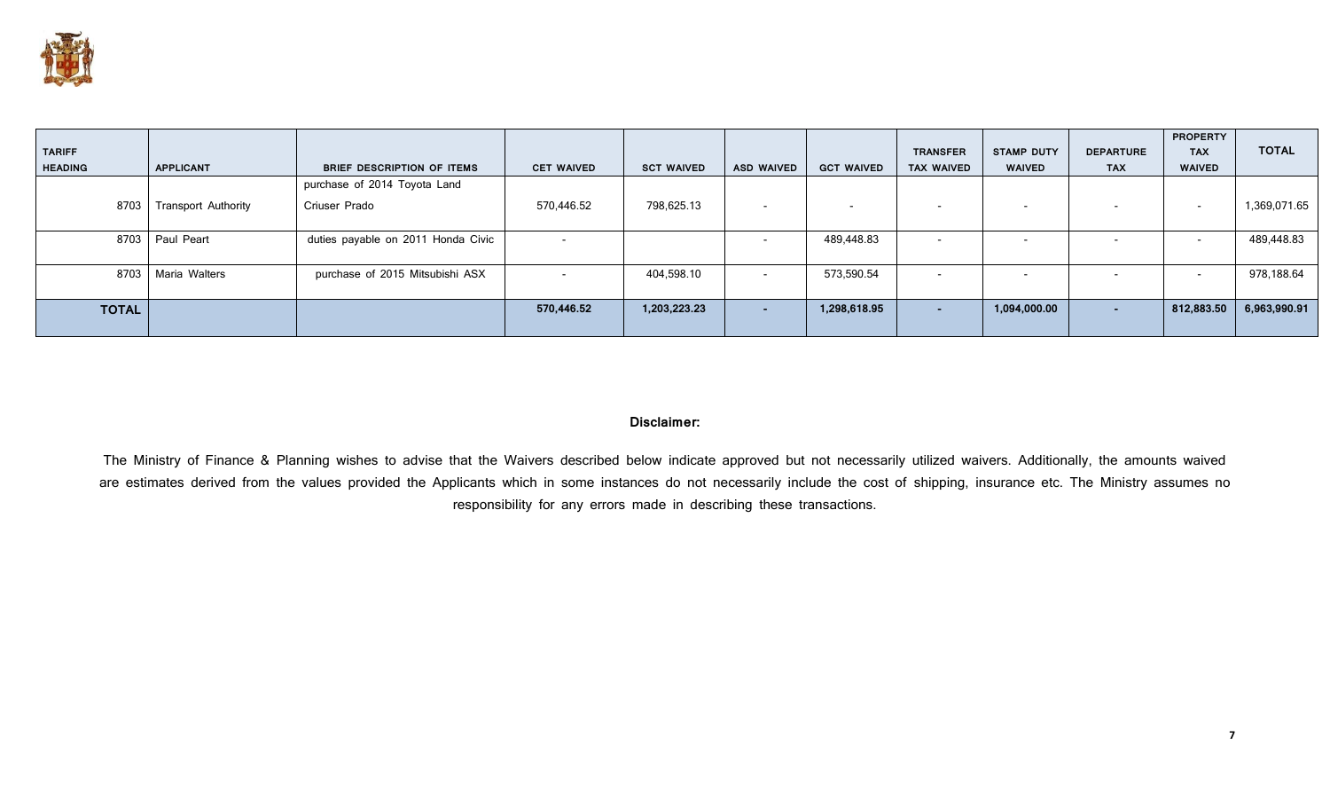| TARIFF HEADING | APPLICANT | BRIEF DESCRIPTION OF ITEMS | CET WAIVED | SCT WAIVED | ASD WAIVED | GCT WAIVED | TRANSFER TAX WAIVED | STAMP DUTY WAIVED | DEPARTURE TAX | PROPERTY TAX WAIVED | TOTAL |
|---|---|---|---|---|---|---|---|---|---|---|---|
| 8703 | Transport Authority | purchase of 2014 Toyota Land Criuser Prado | 570,446.52 | 798,625.13 | - | - | - | - | - | - | 1,369,071.65 |
| 8703 | Paul Peart | duties payable on 2011 Honda Civic | - | | - | 489,448.83 | - | - | - | - | 489,448.83 |
| 8703 | Maria Walters | purchase of 2015 Mitsubishi ASX | - | 404,598.10 | - | 573,590.54 | - | - | - | - | 978,188.64 |
| **TOTAL** | | | **570,446.52** | **1,203,223.23** | **-** | **1,298,618.95** | **-** | **1,094,000.00** | **-** | **812,883.50** | **6,963,990.91** |

**Disclaimer:**

The Ministry of Finance & Planning wishes to advise that the Waivers described below indicate approved but not necessarily utilized waivers. Additionally, the amounts waived are estimates derived from the values provided the Applicants which in some instances do not necessarily include the cost of shipping, insurance etc. The Ministry assumes no responsibility for any errors made in describing these transactions.